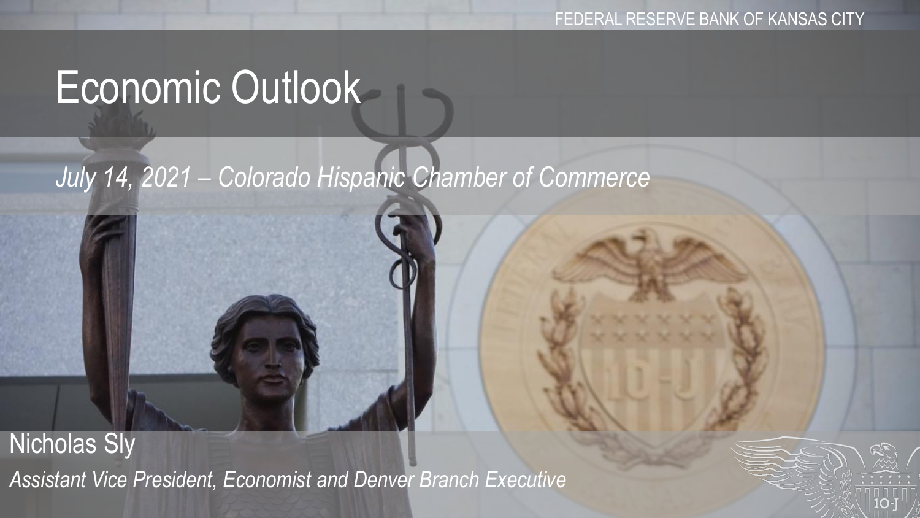FEDERAL RESERVE BANK OF KANSAS CITY

# Economic Outlook

*July 14, 2021 – Colorado Hispanic Chamber of Commerce*

Nicholas Sly

*Assistant Vice President, Economist and Denver Branch Executive*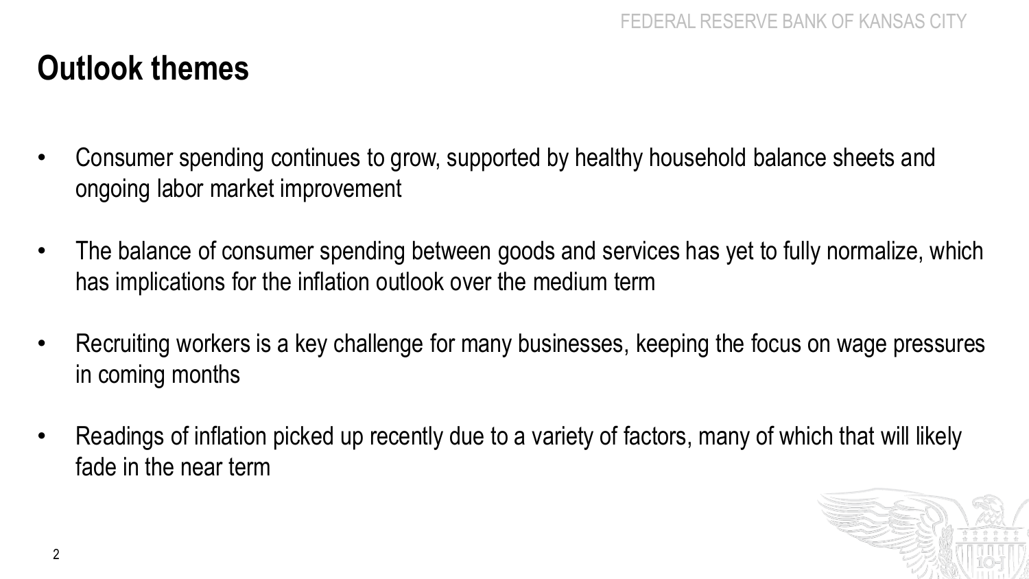# Outlook themes

- Consumer spending continues to grow, supported by healthy household balance sheets and ongoing labor market improvement
- The balance of consumer spending between goods and services has yet to fully normalize, which has implications for the inflation outlook over the medium term
- Recruiting workers is a key challenge for many businesses, keeping the focus on wage pressures in coming months
- Readings of inflation picked up recently due to a variety of factors, many of which that will likely fade in the near term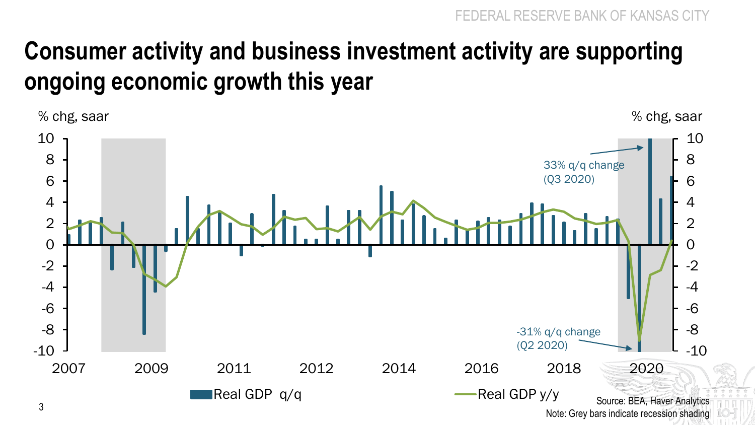# Consumer activity and business investment activity are supporting ongoing economic growth this year

% chg, saar

% chg, saar

33% q/q change (Q3 2020)

-31% q/q change (Q2 2020)

Real GDP q/q

Real GDP y/y

Source: BEA, Haver Analytics

Note: Grey bars indicate recession shading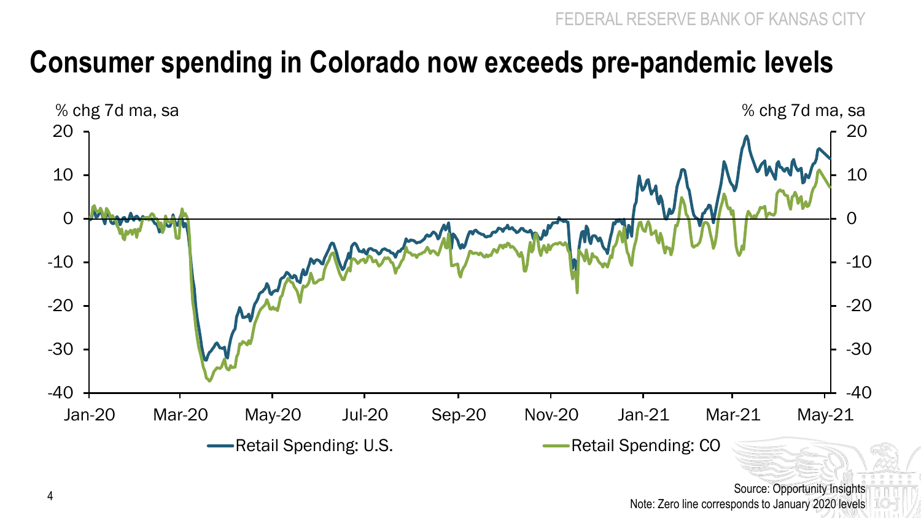# Consumer spending in Colorado now exceeds pre-pandemic levels

% chg 7d ma, sa

Retail Spending: U.S.    Retail Spending: CO

Source: Opportunity Insights

Note: Zero line corresponds to January 2020 levels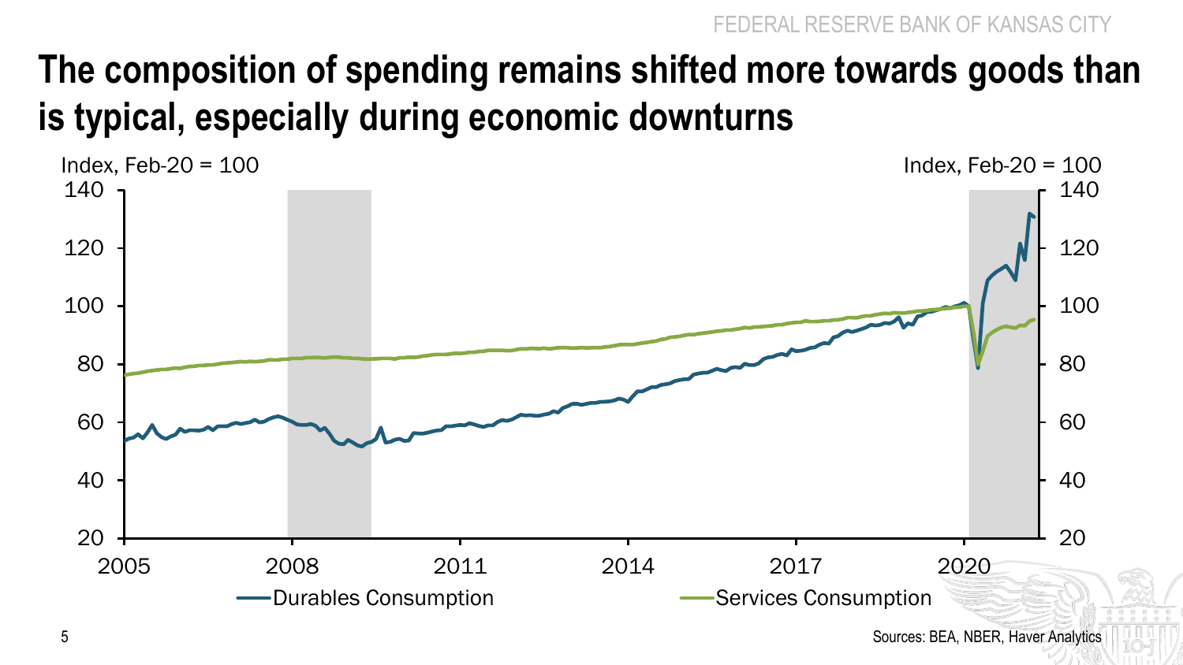# The composition of spending remains shifted more towards goods than is typical, especially during economic downturns

Index, Feb-20 = 100

Durables Consumption

Services Consumption

Sources: BEA, NBER, Haver Analytics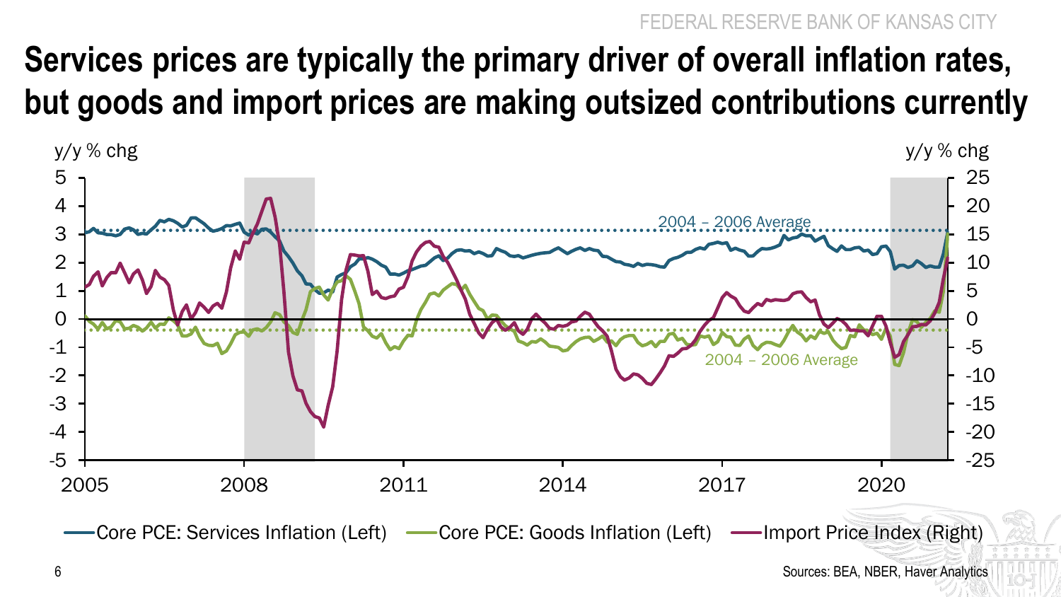# Services prices are typically the primary driver of overall inflation rates, but goods and import prices are making outsized contributions currently

y/y % chg | y/y % chg

2004 – 2006 Average

2004 – 2006 Average

Core PCE: Services Inflation (Left) | Core PCE: Goods Inflation (Left) | Import Price Index (Right)

Sources: BEA, NBER, Haver Analytics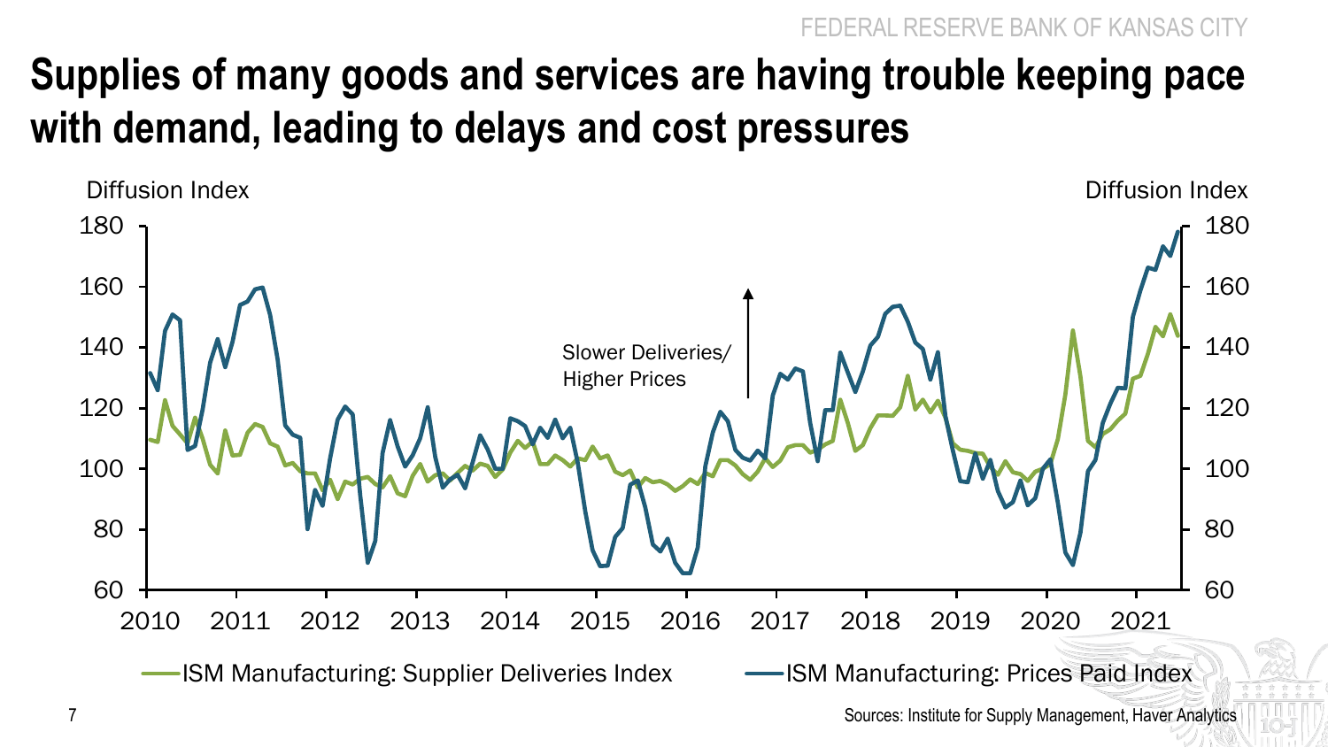# Supplies of many goods and services are having trouble keeping pace with demand, leading to delays and cost pressures

Diffusion Index

Slower Deliveries/ Higher Prices

ISM Manufacturing: Supplier Deliveries Index

ISM Manufacturing: Prices Paid Index

Sources: Institute for Supply Management, Haver Analytics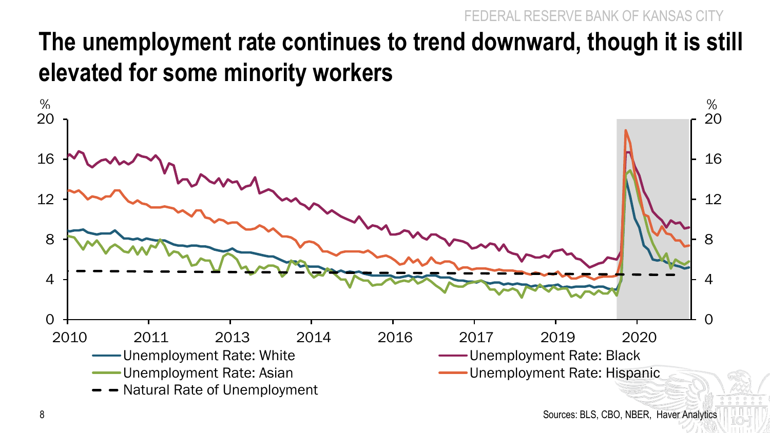# The unemployment rate continues to trend downward, though it is still elevated for some minority workers

%

20

16

12

8

4

0

2010 2011 2013 2014 2016 2017 2019 2020

- Unemployment Rate: White
- Unemployment Rate: Black
- Unemployment Rate: Asian
- Unemployment Rate: Hispanic
- Natural Rate of Unemployment

Sources: BLS, CBO, NBER, Haver Analytics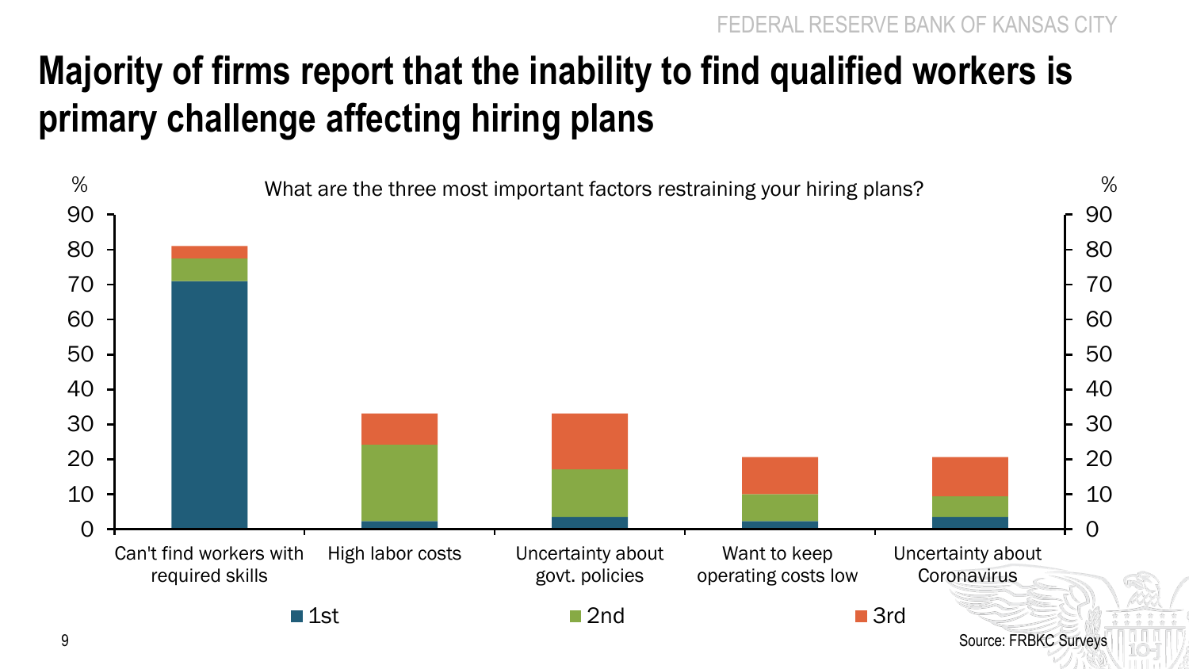# Majority of firms report that the inability to find qualified workers is primary challenge affecting hiring plans

What are the three most important factors restraining your hiring plans?

| | 1st | 2nd | 3rd |
|---|---|---|---|
| Can't find workers with required skills | 71 | 6.5 | 3.5 |
| High labor costs | 2 | 22 | 9 |
| Uncertainty about govt. policies | 3.5 | 13.5 | 16 |
| Want to keep operating costs low | 2 | 8 | 10.5 |
| Uncertainty about Coronavirus | 3.5 | 6 | 11 |

Source: FRBKC Surveys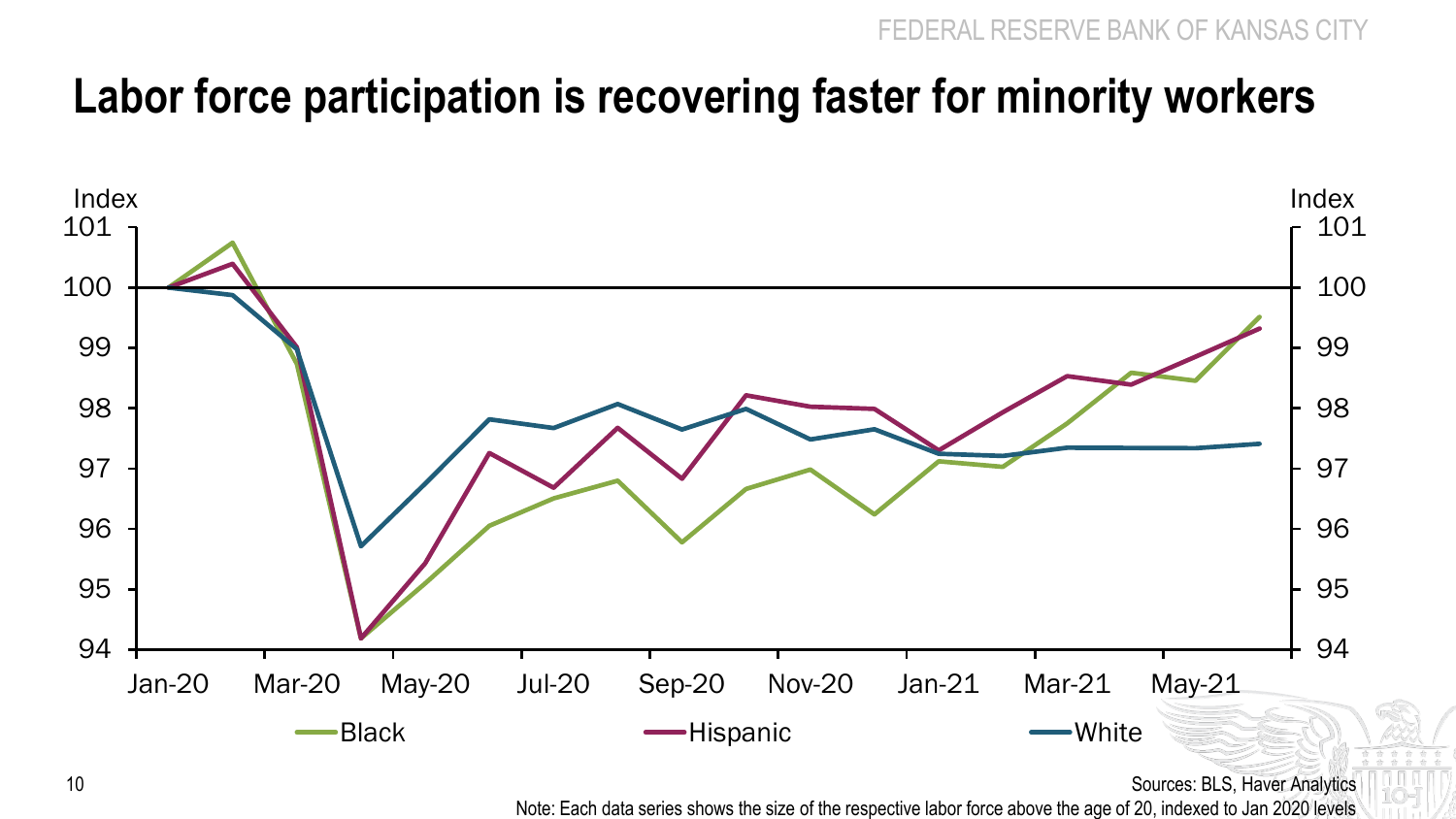# Labor force participation is recovering faster for minority workers

Index

101
100
99
98
97
96
95
94

Jan-20 Mar-20 May-20 Jul-20 Sep-20 Nov-20 Jan-21 Mar-21 May-21

Black Hispanic White

Sources: BLS, Haver Analytics

Note: Each data series shows the size of the respective labor force above the age of 20, indexed to Jan 2020 levels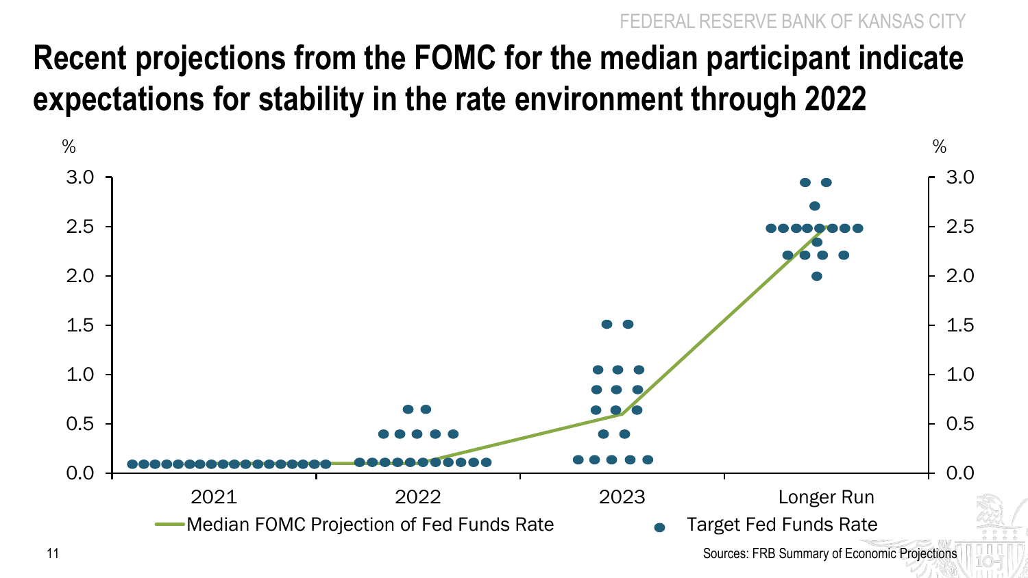# Recent projections from the FOMC for the median participant indicate expectations for stability in the rate environment through 2022

%

3.0
2.5
2.0
1.5
1.0
0.5
0.0

2021 2022 2023 Longer Run

Median FOMC Projection of Fed Funds Rate

Target Fed Funds Rate

Sources: FRB Summary of Economic Projections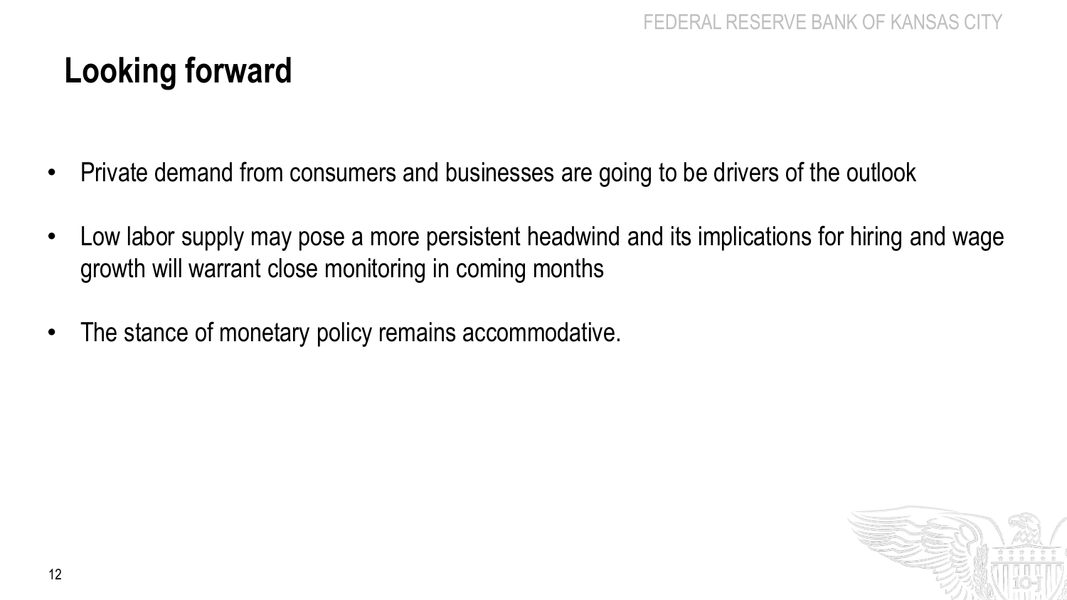# Looking forward

- Private demand from consumers and businesses are going to be drivers of the outlook
- Low labor supply may pose a more persistent headwind and its implications for hiring and wage growth will warrant close monitoring in coming months
- The stance of monetary policy remains accommodative.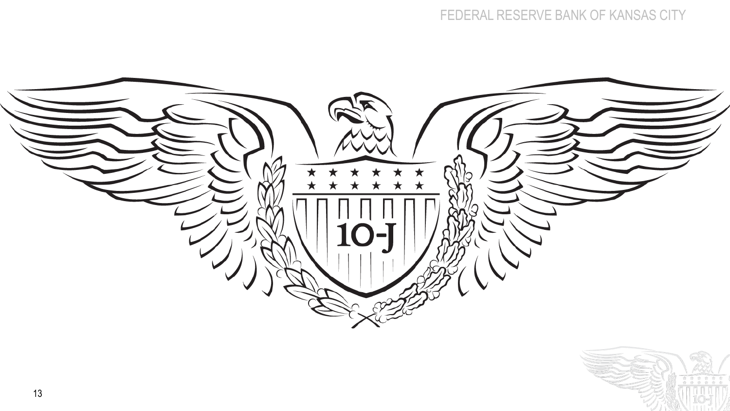10-J